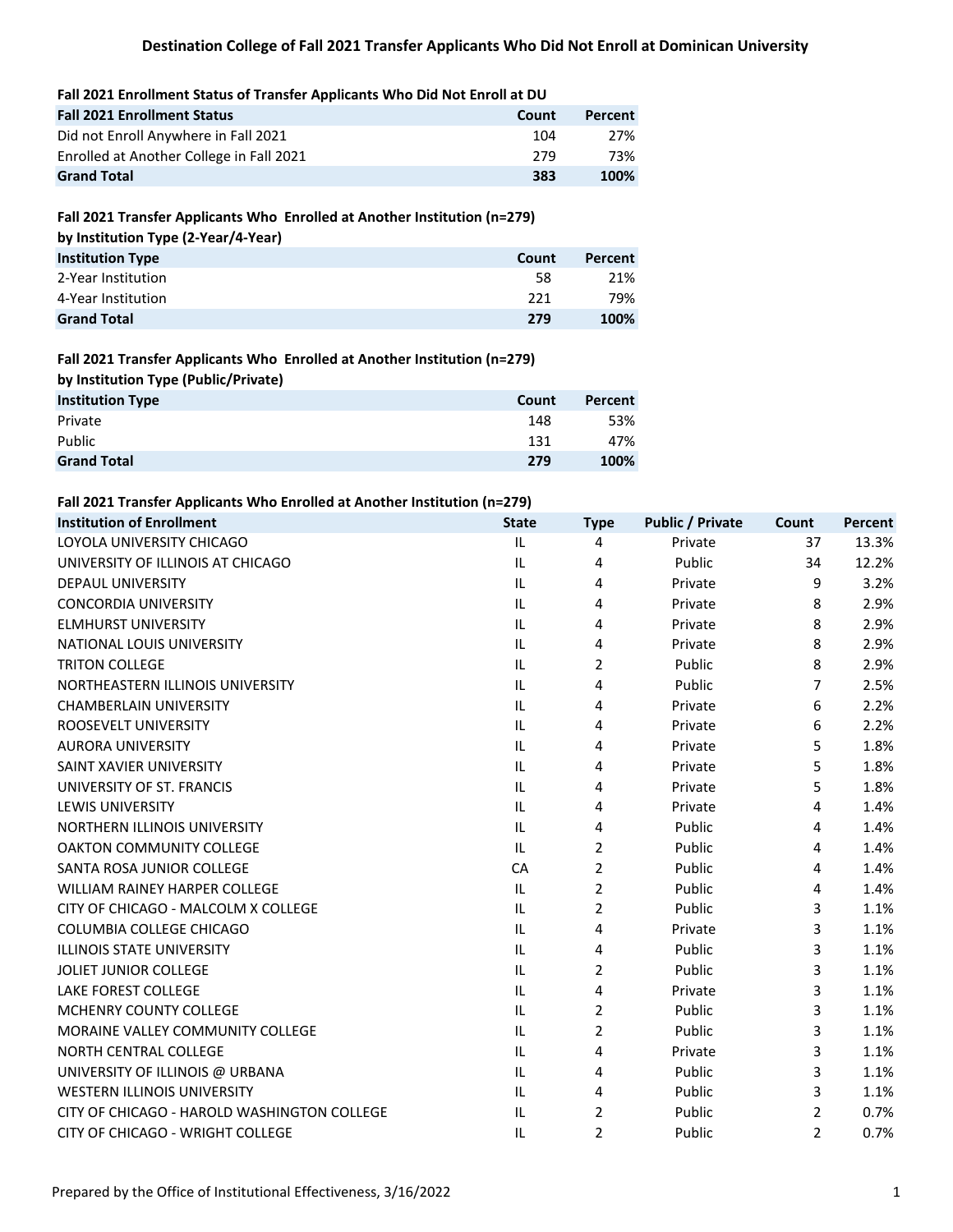# Destination College of Fall 2021 Transfer Applicants Who Did Not Enroll at Dominican University

**Fall 2021 Enrollment Status of Transfer Applicants Who Did Not Enroll at DU**

| Fall 2021 Enrollment Status | Count | Percent |
|---|---|---|
| Did not Enroll Anywhere in Fall 2021 | 104 | 27% |
| Enrolled at Another College in Fall 2021 | 279 | 73% |
| **Grand Total** | **383** | **100%** |

**Fall 2021 Transfer Applicants Who Enrolled at Another Institution (n=279) by Institution Type (2-Year/4-Year)**

| Institution Type | Count | Percent |
|---|---|---|
| 2-Year Institution | 58 | 21% |
| 4-Year Institution | 221 | 79% |
| **Grand Total** | **279** | **100%** |

**Fall 2021 Transfer Applicants Who Enrolled at Another Institution (n=279) by Institution Type (Public/Private)**

| Institution Type | Count | Percent |
|---|---|---|
| Private | 148 | 53% |
| Public | 131 | 47% |
| **Grand Total** | **279** | **100%** |

**Fall 2021 Transfer Applicants Who Enrolled at Another Institution (n=279)**

| Institution of Enrollment | State | Type | Public / Private | Count | Percent |
|---|---|---|---|---|---|
| LOYOLA UNIVERSITY CHICAGO | IL | 4 | Private | 37 | 13.3% |
| UNIVERSITY OF ILLINOIS AT CHICAGO | IL | 4 | Public | 34 | 12.2% |
| DEPAUL UNIVERSITY | IL | 4 | Private | 9 | 3.2% |
| CONCORDIA UNIVERSITY | IL | 4 | Private | 8 | 2.9% |
| ELMHURST UNIVERSITY | IL | 4 | Private | 8 | 2.9% |
| NATIONAL LOUIS UNIVERSITY | IL | 4 | Private | 8 | 2.9% |
| TRITON COLLEGE | IL | 2 | Public | 8 | 2.9% |
| NORTHEASTERN ILLINOIS UNIVERSITY | IL | 4 | Public | 7 | 2.5% |
| CHAMBERLAIN UNIVERSITY | IL | 4 | Private | 6 | 2.2% |
| ROOSEVELT UNIVERSITY | IL | 4 | Private | 6 | 2.2% |
| AURORA UNIVERSITY | IL | 4 | Private | 5 | 1.8% |
| SAINT XAVIER UNIVERSITY | IL | 4 | Private | 5 | 1.8% |
| UNIVERSITY OF ST. FRANCIS | IL | 4 | Private | 5 | 1.8% |
| LEWIS UNIVERSITY | IL | 4 | Private | 4 | 1.4% |
| NORTHERN ILLINOIS UNIVERSITY | IL | 4 | Public | 4 | 1.4% |
| OAKTON COMMUNITY COLLEGE | IL | 2 | Public | 4 | 1.4% |
| SANTA ROSA JUNIOR COLLEGE | CA | 2 | Public | 4 | 1.4% |
| WILLIAM RAINEY HARPER COLLEGE | IL | 2 | Public | 4 | 1.4% |
| CITY OF CHICAGO - MALCOLM X COLLEGE | IL | 2 | Public | 3 | 1.1% |
| COLUMBIA COLLEGE CHICAGO | IL | 4 | Private | 3 | 1.1% |
| ILLINOIS STATE UNIVERSITY | IL | 4 | Public | 3 | 1.1% |
| JOLIET JUNIOR COLLEGE | IL | 2 | Public | 3 | 1.1% |
| LAKE FOREST COLLEGE | IL | 4 | Private | 3 | 1.1% |
| MCHENRY COUNTY COLLEGE | IL | 2 | Public | 3 | 1.1% |
| MORAINE VALLEY COMMUNITY COLLEGE | IL | 2 | Public | 3 | 1.1% |
| NORTH CENTRAL COLLEGE | IL | 4 | Private | 3 | 1.1% |
| UNIVERSITY OF ILLINOIS @ URBANA | IL | 4 | Public | 3 | 1.1% |
| WESTERN ILLINOIS UNIVERSITY | IL | 4 | Public | 3 | 1.1% |
| CITY OF CHICAGO - HAROLD WASHINGTON COLLEGE | IL | 2 | Public | 2 | 0.7% |
| CITY OF CHICAGO - WRIGHT COLLEGE | IL | 2 | Public | 2 | 0.7% |

Prepared by the Office of Institutional Effectiveness, 3/16/2022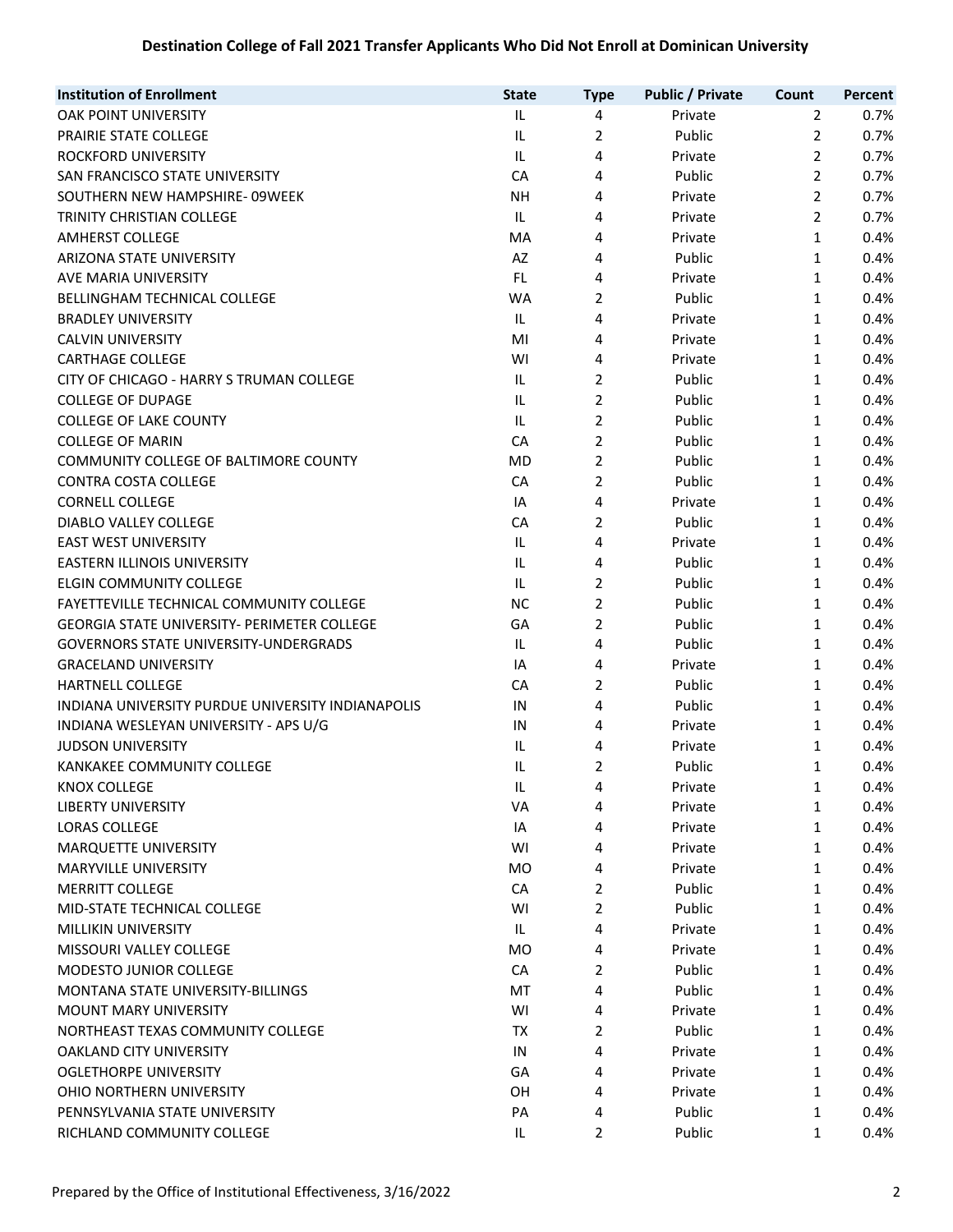**Destination College of Fall 2021 Transfer Applicants Who Did Not Enroll at Dominican University**

| Institution of Enrollment | State | Type | Public / Private | Count | Percent |
|---|---|---|---|---|---|
| OAK POINT UNIVERSITY | IL | 4 | Private | 2 | 0.7% |
| PRAIRIE STATE COLLEGE | IL | 2 | Public | 2 | 0.7% |
| ROCKFORD UNIVERSITY | IL | 4 | Private | 2 | 0.7% |
| SAN FRANCISCO STATE UNIVERSITY | CA | 4 | Public | 2 | 0.7% |
| SOUTHERN NEW HAMPSHIRE- 09WEEK | NH | 4 | Private | 2 | 0.7% |
| TRINITY CHRISTIAN COLLEGE | IL | 4 | Private | 2 | 0.7% |
| AMHERST COLLEGE | MA | 4 | Private | 1 | 0.4% |
| ARIZONA STATE UNIVERSITY | AZ | 4 | Public | 1 | 0.4% |
| AVE MARIA UNIVERSITY | FL | 4 | Private | 1 | 0.4% |
| BELLINGHAM TECHNICAL COLLEGE | WA | 2 | Public | 1 | 0.4% |
| BRADLEY UNIVERSITY | IL | 4 | Private | 1 | 0.4% |
| CALVIN UNIVERSITY | MI | 4 | Private | 1 | 0.4% |
| CARTHAGE COLLEGE | WI | 4 | Private | 1 | 0.4% |
| CITY OF CHICAGO - HARRY S TRUMAN COLLEGE | IL | 2 | Public | 1 | 0.4% |
| COLLEGE OF DUPAGE | IL | 2 | Public | 1 | 0.4% |
| COLLEGE OF LAKE COUNTY | IL | 2 | Public | 1 | 0.4% |
| COLLEGE OF MARIN | CA | 2 | Public | 1 | 0.4% |
| COMMUNITY COLLEGE OF BALTIMORE COUNTY | MD | 2 | Public | 1 | 0.4% |
| CONTRA COSTA COLLEGE | CA | 2 | Public | 1 | 0.4% |
| CORNELL COLLEGE | IA | 4 | Private | 1 | 0.4% |
| DIABLO VALLEY COLLEGE | CA | 2 | Public | 1 | 0.4% |
| EAST WEST UNIVERSITY | IL | 4 | Private | 1 | 0.4% |
| EASTERN ILLINOIS UNIVERSITY | IL | 4 | Public | 1 | 0.4% |
| ELGIN COMMUNITY COLLEGE | IL | 2 | Public | 1 | 0.4% |
| FAYETTEVILLE TECHNICAL COMMUNITY COLLEGE | NC | 2 | Public | 1 | 0.4% |
| GEORGIA STATE UNIVERSITY- PERIMETER COLLEGE | GA | 2 | Public | 1 | 0.4% |
| GOVERNORS STATE UNIVERSITY-UNDERGRADS | IL | 4 | Public | 1 | 0.4% |
| GRACELAND UNIVERSITY | IA | 4 | Private | 1 | 0.4% |
| HARTNELL COLLEGE | CA | 2 | Public | 1 | 0.4% |
| INDIANA UNIVERSITY PURDUE UNIVERSITY INDIANAPOLIS | IN | 4 | Public | 1 | 0.4% |
| INDIANA WESLEYAN UNIVERSITY - APS U/G | IN | 4 | Private | 1 | 0.4% |
| JUDSON UNIVERSITY | IL | 4 | Private | 1 | 0.4% |
| KANKAKEE COMMUNITY COLLEGE | IL | 2 | Public | 1 | 0.4% |
| KNOX COLLEGE | IL | 4 | Private | 1 | 0.4% |
| LIBERTY UNIVERSITY | VA | 4 | Private | 1 | 0.4% |
| LORAS COLLEGE | IA | 4 | Private | 1 | 0.4% |
| MARQUETTE UNIVERSITY | WI | 4 | Private | 1 | 0.4% |
| MARYVILLE UNIVERSITY | MO | 4 | Private | 1 | 0.4% |
| MERRITT COLLEGE | CA | 2 | Public | 1 | 0.4% |
| MID-STATE TECHNICAL COLLEGE | WI | 2 | Public | 1 | 0.4% |
| MILLIKIN UNIVERSITY | IL | 4 | Private | 1 | 0.4% |
| MISSOURI VALLEY COLLEGE | MO | 4 | Private | 1 | 0.4% |
| MODESTO JUNIOR COLLEGE | CA | 2 | Public | 1 | 0.4% |
| MONTANA STATE UNIVERSITY-BILLINGS | MT | 4 | Public | 1 | 0.4% |
| MOUNT MARY UNIVERSITY | WI | 4 | Private | 1 | 0.4% |
| NORTHEAST TEXAS COMMUNITY COLLEGE | TX | 2 | Public | 1 | 0.4% |
| OAKLAND CITY UNIVERSITY | IN | 4 | Private | 1 | 0.4% |
| OGLETHORPE UNIVERSITY | GA | 4 | Private | 1 | 0.4% |
| OHIO NORTHERN UNIVERSITY | OH | 4 | Private | 1 | 0.4% |
| PENNSYLVANIA STATE UNIVERSITY | PA | 4 | Public | 1 | 0.4% |
| RICHLAND COMMUNITY COLLEGE | IL | 2 | Public | 1 | 0.4% |

Prepared by the Office of Institutional Effectiveness, 3/16/2022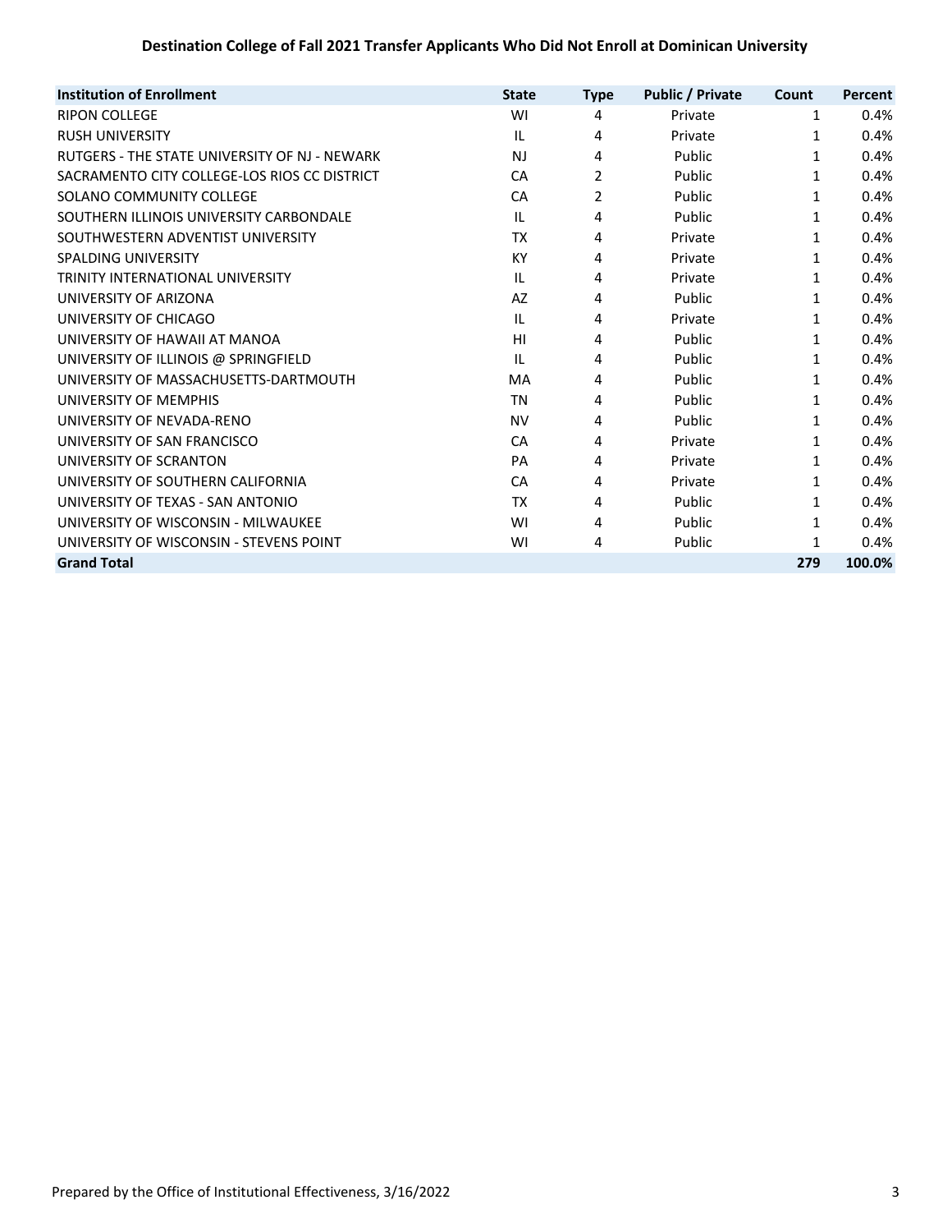**Destination College of Fall 2021 Transfer Applicants Who Did Not Enroll at Dominican University**

| Institution of Enrollment | State | Type | Public / Private | Count | Percent |
|---|---|---|---|---|---|
| RIPON COLLEGE | WI | 4 | Private | 1 | 0.4% |
| RUSH UNIVERSITY | IL | 4 | Private | 1 | 0.4% |
| RUTGERS - THE STATE UNIVERSITY OF NJ - NEWARK | NJ | 4 | Public | 1 | 0.4% |
| SACRAMENTO CITY COLLEGE-LOS RIOS CC DISTRICT | CA | 2 | Public | 1 | 0.4% |
| SOLANO COMMUNITY COLLEGE | CA | 2 | Public | 1 | 0.4% |
| SOUTHERN ILLINOIS UNIVERSITY CARBONDALE | IL | 4 | Public | 1 | 0.4% |
| SOUTHWESTERN ADVENTIST UNIVERSITY | TX | 4 | Private | 1 | 0.4% |
| SPALDING UNIVERSITY | KY | 4 | Private | 1 | 0.4% |
| TRINITY INTERNATIONAL UNIVERSITY | IL | 4 | Private | 1 | 0.4% |
| UNIVERSITY OF ARIZONA | AZ | 4 | Public | 1 | 0.4% |
| UNIVERSITY OF CHICAGO | IL | 4 | Private | 1 | 0.4% |
| UNIVERSITY OF HAWAII AT MANOA | HI | 4 | Public | 1 | 0.4% |
| UNIVERSITY OF ILLINOIS @ SPRINGFIELD | IL | 4 | Public | 1 | 0.4% |
| UNIVERSITY OF MASSACHUSETTS-DARTMOUTH | MA | 4 | Public | 1 | 0.4% |
| UNIVERSITY OF MEMPHIS | TN | 4 | Public | 1 | 0.4% |
| UNIVERSITY OF NEVADA-RENO | NV | 4 | Public | 1 | 0.4% |
| UNIVERSITY OF SAN FRANCISCO | CA | 4 | Private | 1 | 0.4% |
| UNIVERSITY OF SCRANTON | PA | 4 | Private | 1 | 0.4% |
| UNIVERSITY OF SOUTHERN CALIFORNIA | CA | 4 | Private | 1 | 0.4% |
| UNIVERSITY OF TEXAS - SAN ANTONIO | TX | 4 | Public | 1 | 0.4% |
| UNIVERSITY OF WISCONSIN - MILWAUKEE | WI | 4 | Public | 1 | 0.4% |
| UNIVERSITY OF WISCONSIN - STEVENS POINT | WI | 4 | Public | 1 | 0.4% |
| **Grand Total** | | | | **279** | **100.0%** |

Prepared by the Office of Institutional Effectiveness, 3/16/2022